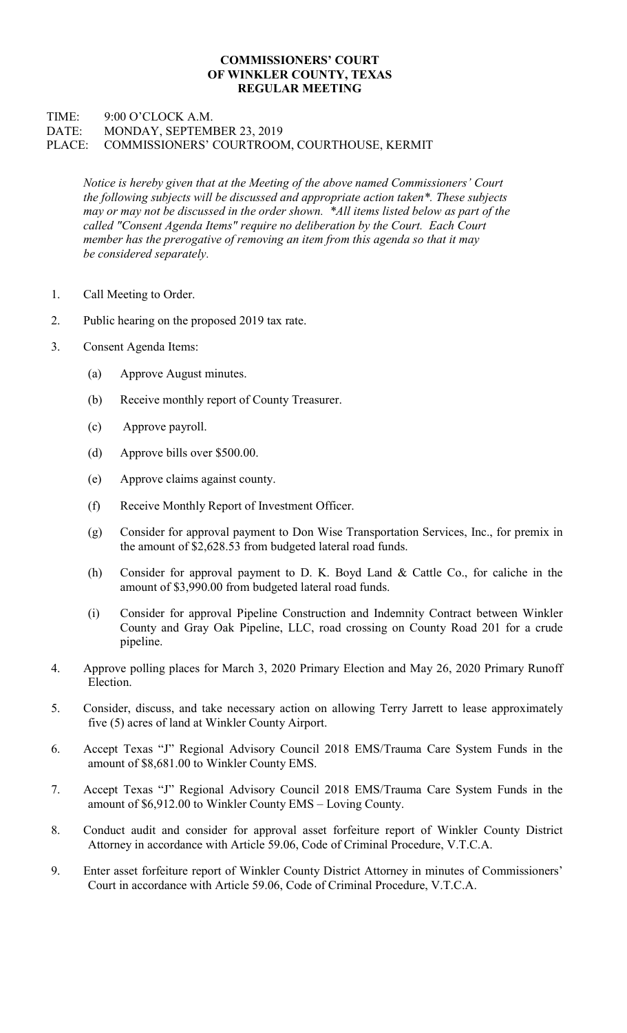**COMMISSIONERS' COURT**
**OF WINKLER COUNTY, TEXAS**
**REGULAR MEETING**

TIME: 9:00 O'CLOCK A.M.
DATE: MONDAY, SEPTEMBER 23, 2019
PLACE: COMMISSIONERS' COURTROOM, COURTHOUSE, KERMIT

*Notice is hereby given that at the Meeting of the above named Commissioners' Court the following subjects will be discussed and appropriate action taken*. These subjects may or may not be discussed in the order shown. *All items listed below as part of the called "Consent Agenda Items" require no deliberation by the Court. Each Court member has the prerogative of removing an item from this agenda so that it may be considered separately.*

1. Call Meeting to Order.

2. Public hearing on the proposed 2019 tax rate.

3. Consent Agenda Items:

   (a) Approve August minutes.

   (b) Receive monthly report of County Treasurer.

   (c) Approve payroll.

   (d) Approve bills over $500.00.

   (e) Approve claims against county.

   (f) Receive Monthly Report of Investment Officer.

   (g) Consider for approval payment to Don Wise Transportation Services, Inc., for premix in the amount of $2,628.53 from budgeted lateral road funds.

   (h) Consider for approval payment to D. K. Boyd Land & Cattle Co., for caliche in the amount of $3,990.00 from budgeted lateral road funds.

   (i) Consider for approval Pipeline Construction and Indemnity Contract between Winkler County and Gray Oak Pipeline, LLC, road crossing on County Road 201 for a crude pipeline.

4. Approve polling places for March 3, 2020 Primary Election and May 26, 2020 Primary Runoff Election.

5. Consider, discuss, and take necessary action on allowing Terry Jarrett to lease approximately five (5) acres of land at Winkler County Airport.

6. Accept Texas "J" Regional Advisory Council 2018 EMS/Trauma Care System Funds in the amount of $8,681.00 to Winkler County EMS.

7. Accept Texas "J" Regional Advisory Council 2018 EMS/Trauma Care System Funds in the amount of $6,912.00 to Winkler County EMS – Loving County.

8. Conduct audit and consider for approval asset forfeiture report of Winkler County District Attorney in accordance with Article 59.06, Code of Criminal Procedure, V.T.C.A.

9. Enter asset forfeiture report of Winkler County District Attorney in minutes of Commissioners' Court in accordance with Article 59.06, Code of Criminal Procedure, V.T.C.A.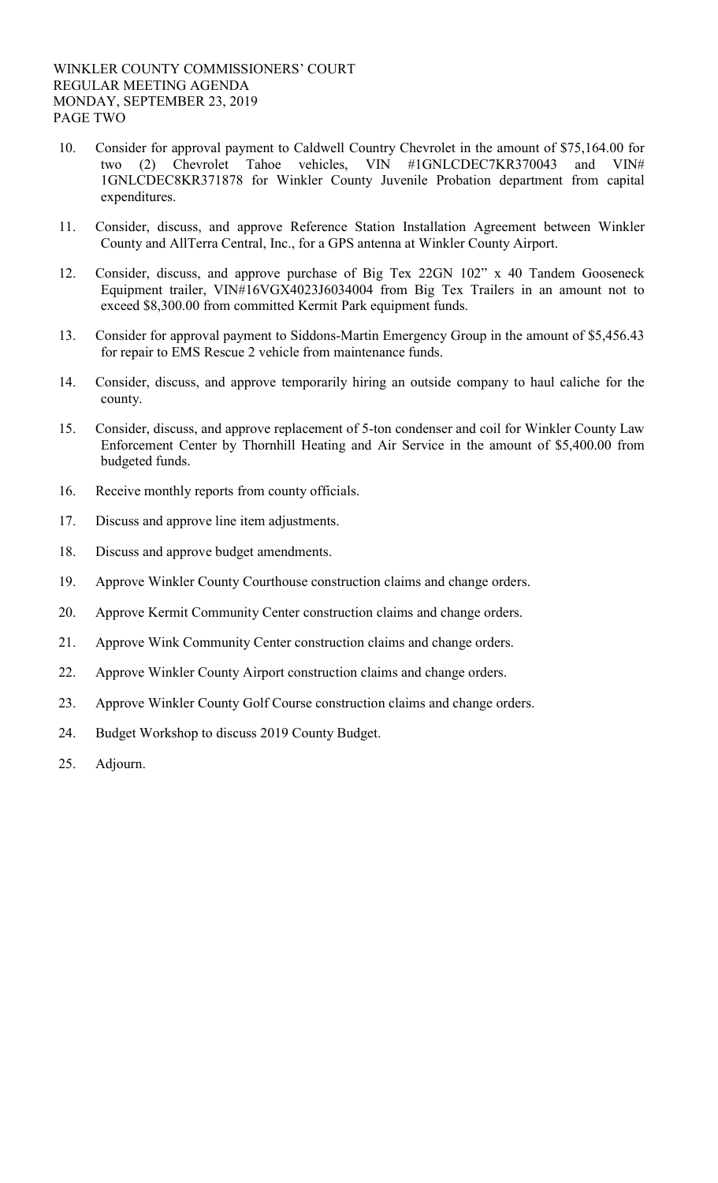WINKLER COUNTY COMMISSIONERS' COURT
REGULAR MEETING AGENDA
MONDAY, SEPTEMBER 23, 2019
PAGE TWO

10. Consider for approval payment to Caldwell Country Chevrolet in the amount of $75,164.00 for two (2) Chevrolet Tahoe vehicles, VIN #1GNLCDEC7KR370043 and VIN# 1GNLCDEC8KR371878 for Winkler County Juvenile Probation department from capital expenditures.

11. Consider, discuss, and approve Reference Station Installation Agreement between Winkler County and AllTerra Central, Inc., for a GPS antenna at Winkler County Airport.

12. Consider, discuss, and approve purchase of Big Tex 22GN 102" x 40 Tandem Gooseneck Equipment trailer, VIN#16VGX4023J6034004 from Big Tex Trailers in an amount not to exceed $8,300.00 from committed Kermit Park equipment funds.

13. Consider for approval payment to Siddons-Martin Emergency Group in the amount of $5,456.43 for repair to EMS Rescue 2 vehicle from maintenance funds.

14. Consider, discuss, and approve temporarily hiring an outside company to haul caliche for the county.

15. Consider, discuss, and approve replacement of 5-ton condenser and coil for Winkler County Law Enforcement Center by Thornhill Heating and Air Service in the amount of $5,400.00 from budgeted funds.

16. Receive monthly reports from county officials.

17. Discuss and approve line item adjustments.

18. Discuss and approve budget amendments.

19. Approve Winkler County Courthouse construction claims and change orders.

20. Approve Kermit Community Center construction claims and change orders.

21. Approve Wink Community Center construction claims and change orders.

22. Approve Winkler County Airport construction claims and change orders.

23. Approve Winkler County Golf Course construction claims and change orders.

24. Budget Workshop to discuss 2019 County Budget.

25. Adjourn.